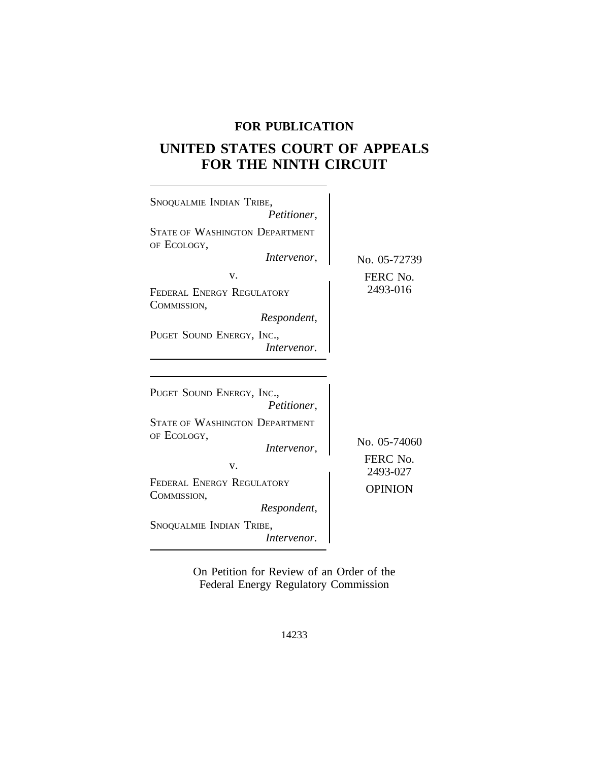**FOR PUBLICATION**

# UNITED STATES COURT OF APPEALS FOR THE NINTH CIRCUIT

SNOQUALMIE INDIAN TRIBE,
*Petitioner,*

STATE OF WASHINGTON DEPARTMENT OF ECOLOGY,
*Intervenor,*

v.

FEDERAL ENERGY REGULATORY COMMISSION,
*Respondent,*

PUGET SOUND ENERGY, INC.,
*Intervenor.*

No. 05-72739

FERC No. 2493-016

---

PUGET SOUND ENERGY, INC.,
*Petitioner,*

STATE OF WASHINGTON DEPARTMENT OF ECOLOGY,
*Intervenor,*

v.

FEDERAL ENERGY REGULATORY COMMISSION,
*Respondent,*

SNOQUALMIE INDIAN TRIBE,
*Intervenor.*

No. 05-74060

FERC No. 2493-027

OPINION

---

On Petition for Review of an Order of the Federal Energy Regulatory Commission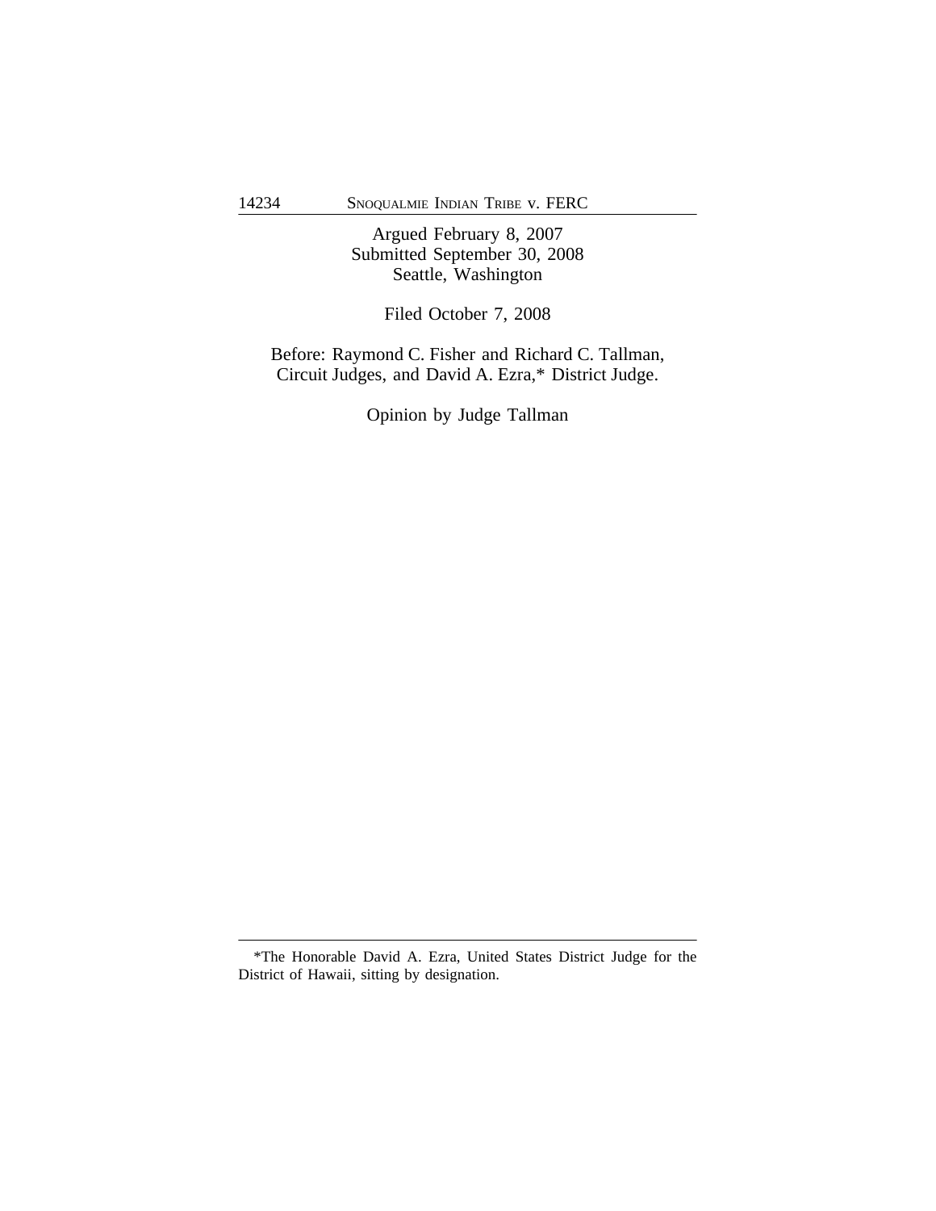Argued February 8, 2007
Submitted September 30, 2008
Seattle, Washington

Filed October 7, 2008

Before: Raymond C. Fisher and Richard C. Tallman, Circuit Judges, and David A. Ezra,* District Judge.

Opinion by Judge Tallman

---

*The Honorable David A. Ezra, United States District Judge for the District of Hawaii, sitting by designation.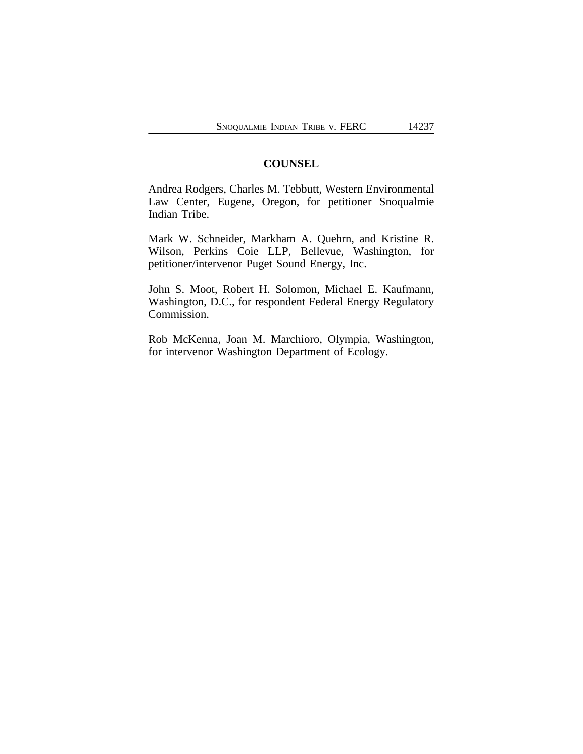## COUNSEL

Andrea Rodgers, Charles M. Tebbutt, Western Environmental Law Center, Eugene, Oregon, for petitioner Snoqualmie Indian Tribe.

Mark W. Schneider, Markham A. Quehrn, and Kristine R. Wilson, Perkins Coie LLP, Bellevue, Washington, for petitioner/intervenor Puget Sound Energy, Inc.

John S. Moot, Robert H. Solomon, Michael E. Kaufmann, Washington, D.C., for respondent Federal Energy Regulatory Commission.

Rob McKenna, Joan M. Marchioro, Olympia, Washington, for intervenor Washington Department of Ecology.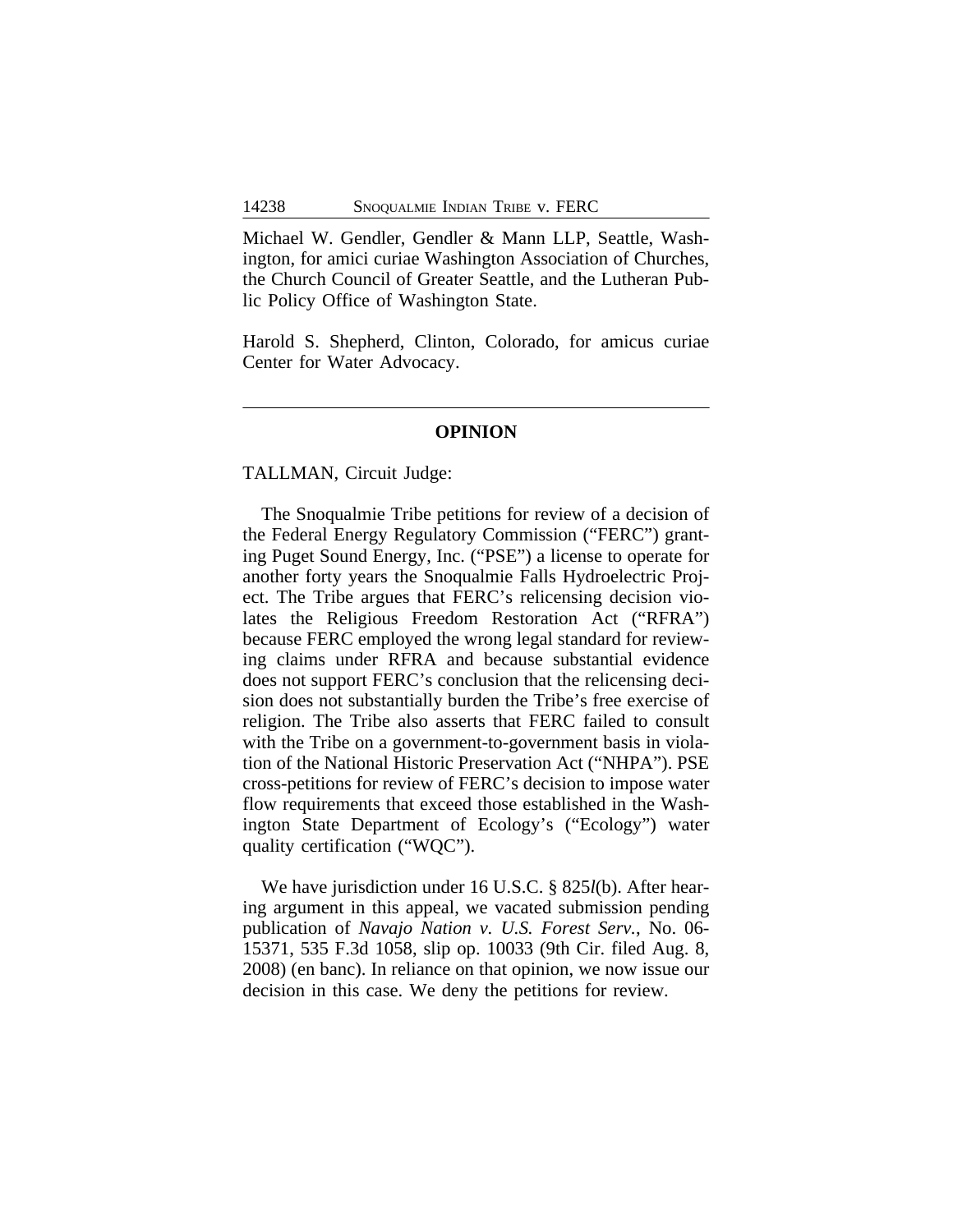Michael W. Gendler, Gendler & Mann LLP, Seattle, Washington, for amici curiae Washington Association of Churches, the Church Council of Greater Seattle, and the Lutheran Public Policy Office of Washington State.

Harold S. Shepherd, Clinton, Colorado, for amicus curiae Center for Water Advocacy.

---

## OPINION

TALLMAN, Circuit Judge:

The Snoqualmie Tribe petitions for review of a decision of the Federal Energy Regulatory Commission ("FERC") granting Puget Sound Energy, Inc. ("PSE") a license to operate for another forty years the Snoqualmie Falls Hydroelectric Project. The Tribe argues that FERC's relicensing decision violates the Religious Freedom Restoration Act ("RFRA") because FERC employed the wrong legal standard for reviewing claims under RFRA and because substantial evidence does not support FERC's conclusion that the relicensing decision does not substantially burden the Tribe's free exercise of religion. The Tribe also asserts that FERC failed to consult with the Tribe on a government-to-government basis in violation of the National Historic Preservation Act ("NHPA"). PSE cross-petitions for review of FERC's decision to impose water flow requirements that exceed those established in the Washington State Department of Ecology's ("Ecology") water quality certification ("WQC").

We have jurisdiction under 16 U.S.C. § 825*l*(b). After hearing argument in this appeal, we vacated submission pending publication of *Navajo Nation v. U.S. Forest Serv.*, No. 06-15371, 535 F.3d 1058, slip op. 10033 (9th Cir. filed Aug. 8, 2008) (en banc). In reliance on that opinion, we now issue our decision in this case. We deny the petitions for review.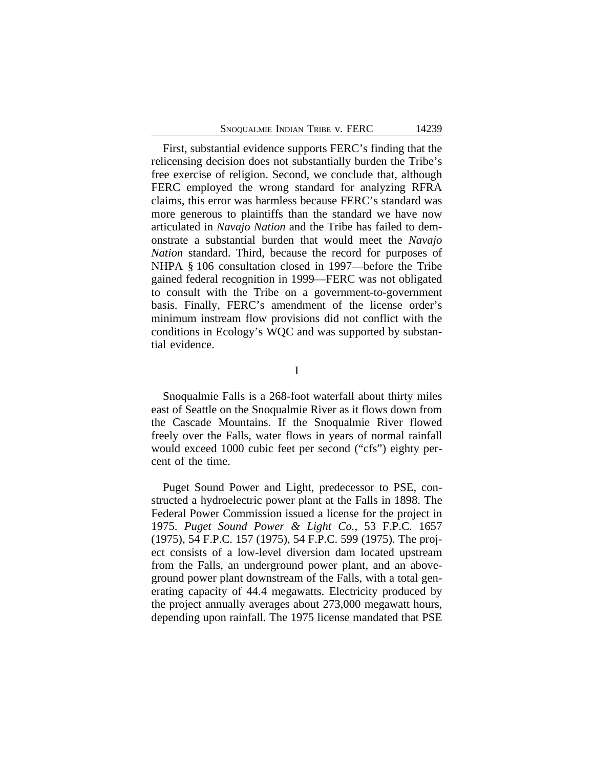First, substantial evidence supports FERC's finding that the relicensing decision does not substantially burden the Tribe's free exercise of religion. Second, we conclude that, although FERC employed the wrong standard for analyzing RFRA claims, this error was harmless because FERC's standard was more generous to plaintiffs than the standard we have now articulated in *Navajo Nation* and the Tribe has failed to demonstrate a substantial burden that would meet the *Navajo Nation* standard. Third, because the record for purposes of NHPA § 106 consultation closed in 1997—before the Tribe gained federal recognition in 1999—FERC was not obligated to consult with the Tribe on a government-to-government basis. Finally, FERC's amendment of the license order's minimum instream flow provisions did not conflict with the conditions in Ecology's WQC and was supported by substantial evidence.

## I

Snoqualmie Falls is a 268-foot waterfall about thirty miles east of Seattle on the Snoqualmie River as it flows down from the Cascade Mountains. If the Snoqualmie River flowed freely over the Falls, water flows in years of normal rainfall would exceed 1000 cubic feet per second ("cfs") eighty percent of the time.

Puget Sound Power and Light, predecessor to PSE, constructed a hydroelectric power plant at the Falls in 1898. The Federal Power Commission issued a license for the project in 1975. *Puget Sound Power & Light Co.*, 53 F.P.C. 1657 (1975), 54 F.P.C. 157 (1975), 54 F.P.C. 599 (1975). The project consists of a low-level diversion dam located upstream from the Falls, an underground power plant, and an aboveground power plant downstream of the Falls, with a total generating capacity of 44.4 megawatts. Electricity produced by the project annually averages about 273,000 megawatt hours, depending upon rainfall. The 1975 license mandated that PSE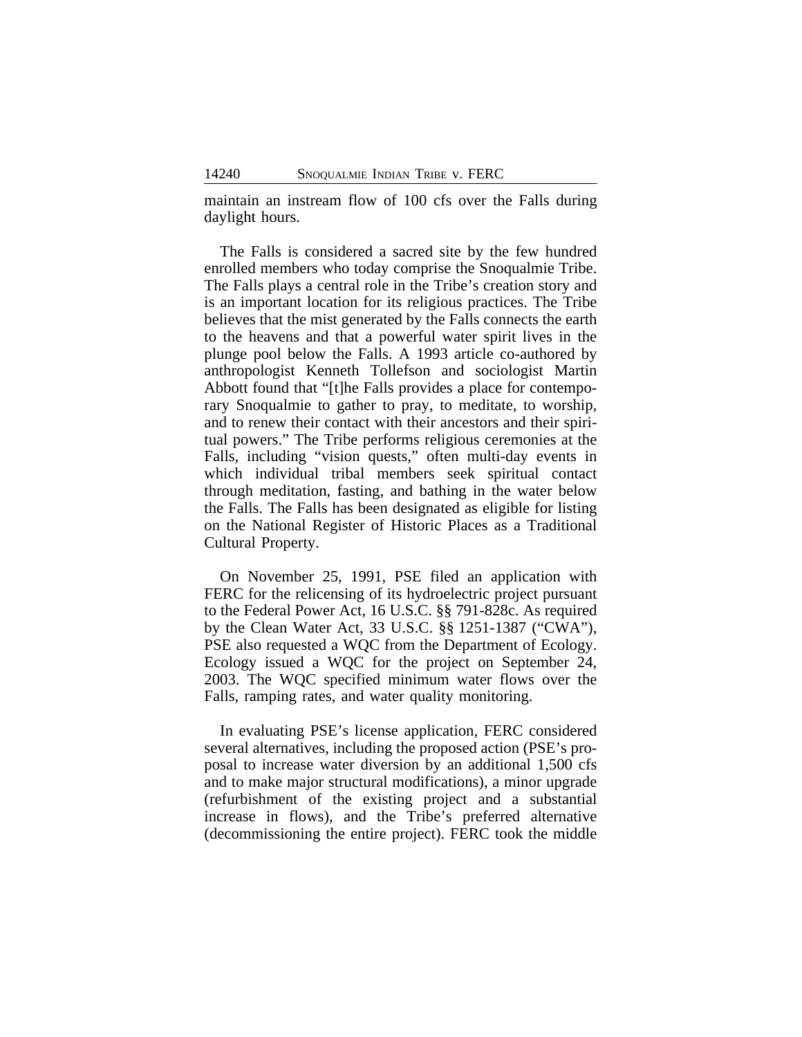maintain an instream flow of 100 cfs over the Falls during daylight hours.

The Falls is considered a sacred site by the few hundred enrolled members who today comprise the Snoqualmie Tribe. The Falls plays a central role in the Tribe's creation story and is an important location for its religious practices. The Tribe believes that the mist generated by the Falls connects the earth to the heavens and that a powerful water spirit lives in the plunge pool below the Falls. A 1993 article co-authored by anthropologist Kenneth Tollefson and sociologist Martin Abbott found that "[t]he Falls provides a place for contemporary Snoqualmie to gather to pray, to meditate, to worship, and to renew their contact with their ancestors and their spiritual powers." The Tribe performs religious ceremonies at the Falls, including "vision quests," often multi-day events in which individual tribal members seek spiritual contact through meditation, fasting, and bathing in the water below the Falls. The Falls has been designated as eligible for listing on the National Register of Historic Places as a Traditional Cultural Property.

On November 25, 1991, PSE filed an application with FERC for the relicensing of its hydroelectric project pursuant to the Federal Power Act, 16 U.S.C. §§ 791-828c. As required by the Clean Water Act, 33 U.S.C. §§ 1251-1387 ("CWA"), PSE also requested a WQC from the Department of Ecology. Ecology issued a WQC for the project on September 24, 2003. The WQC specified minimum water flows over the Falls, ramping rates, and water quality monitoring.

In evaluating PSE's license application, FERC considered several alternatives, including the proposed action (PSE's proposal to increase water diversion by an additional 1,500 cfs and to make major structural modifications), a minor upgrade (refurbishment of the existing project and a substantial increase in flows), and the Tribe's preferred alternative (decommissioning the entire project). FERC took the middle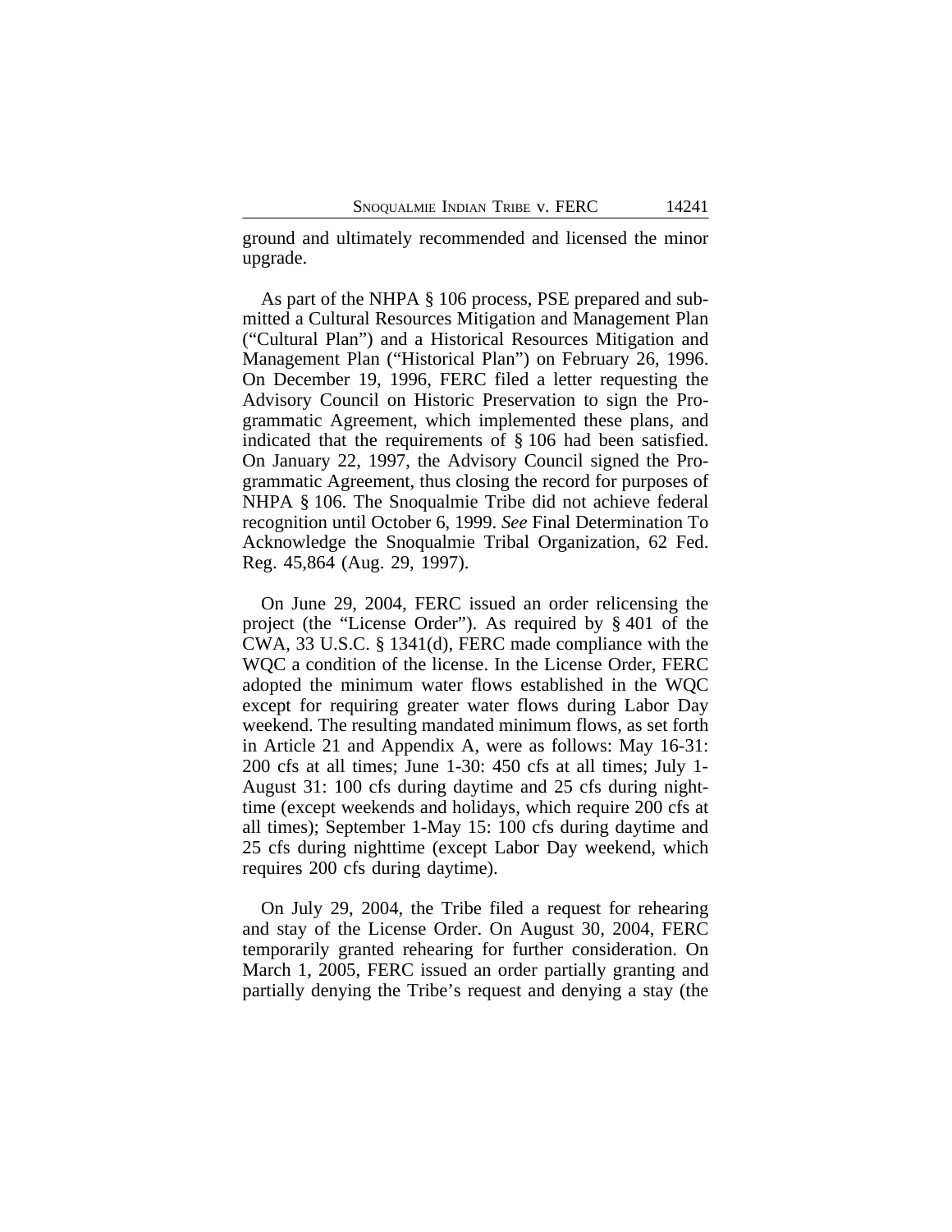ground and ultimately recommended and licensed the minor upgrade.

As part of the NHPA § 106 process, PSE prepared and submitted a Cultural Resources Mitigation and Management Plan ("Cultural Plan") and a Historical Resources Mitigation and Management Plan ("Historical Plan") on February 26, 1996. On December 19, 1996, FERC filed a letter requesting the Advisory Council on Historic Preservation to sign the Programmatic Agreement, which implemented these plans, and indicated that the requirements of § 106 had been satisfied. On January 22, 1997, the Advisory Council signed the Programmatic Agreement, thus closing the record for purposes of NHPA § 106. The Snoqualmie Tribe did not achieve federal recognition until October 6, 1999. *See* Final Determination To Acknowledge the Snoqualmie Tribal Organization, 62 Fed. Reg. 45,864 (Aug. 29, 1997).

On June 29, 2004, FERC issued an order relicensing the project (the "License Order"). As required by § 401 of the CWA, 33 U.S.C. § 1341(d), FERC made compliance with the WQC a condition of the license. In the License Order, FERC adopted the minimum water flows established in the WQC except for requiring greater water flows during Labor Day weekend. The resulting mandated minimum flows, as set forth in Article 21 and Appendix A, were as follows: May 16-31: 200 cfs at all times; June 1-30: 450 cfs at all times; July 1-August 31: 100 cfs during daytime and 25 cfs during nighttime (except weekends and holidays, which require 200 cfs at all times); September 1-May 15: 100 cfs during daytime and 25 cfs during nighttime (except Labor Day weekend, which requires 200 cfs during daytime).

On July 29, 2004, the Tribe filed a request for rehearing and stay of the License Order. On August 30, 2004, FERC temporarily granted rehearing for further consideration. On March 1, 2005, FERC issued an order partially granting and partially denying the Tribe's request and denying a stay (the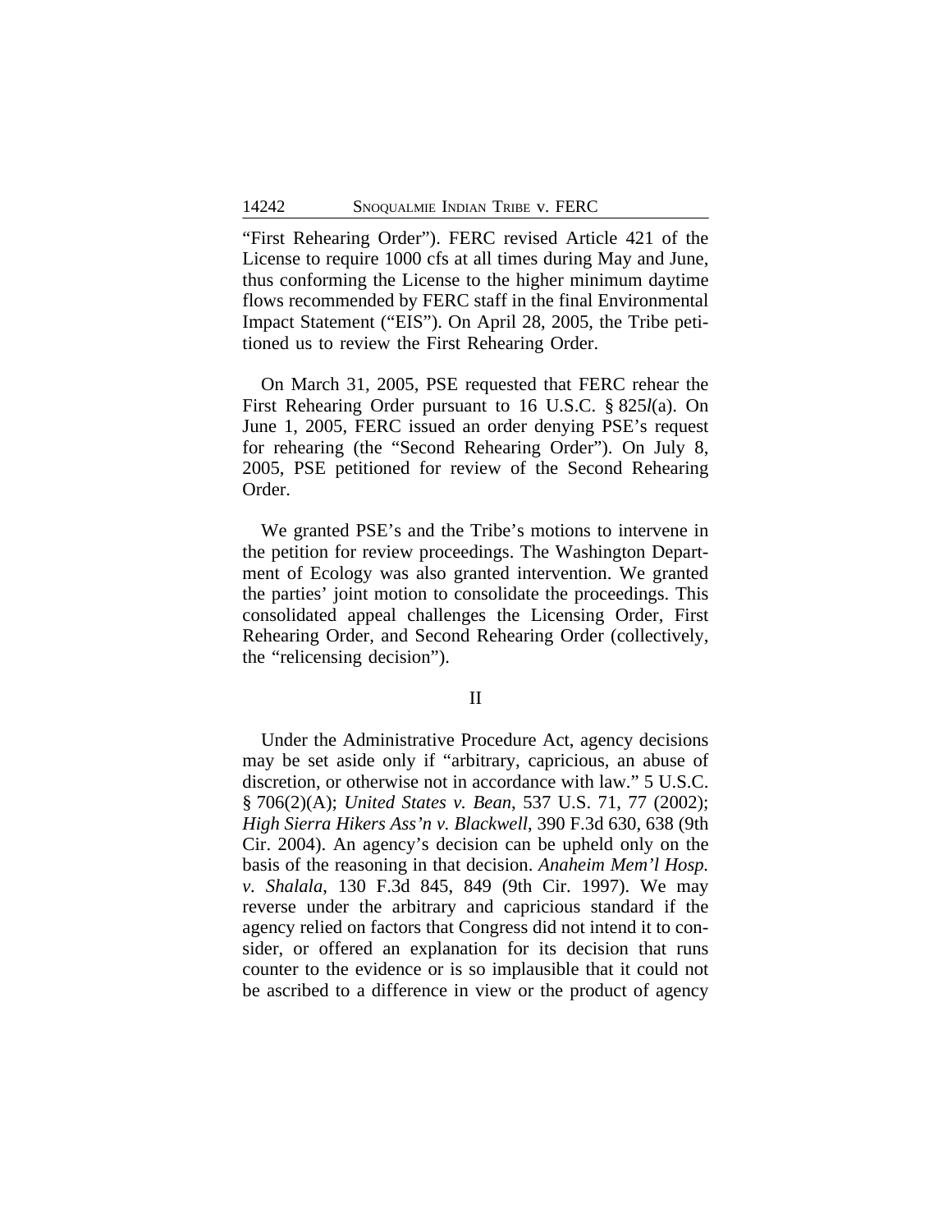"First Rehearing Order"). FERC revised Article 421 of the License to require 1000 cfs at all times during May and June, thus conforming the License to the higher minimum daytime flows recommended by FERC staff in the final Environmental Impact Statement ("EIS"). On April 28, 2005, the Tribe petitioned us to review the First Rehearing Order.

On March 31, 2005, PSE requested that FERC rehear the First Rehearing Order pursuant to 16 U.S.C. § 825*l*(a). On June 1, 2005, FERC issued an order denying PSE's request for rehearing (the "Second Rehearing Order"). On July 8, 2005, PSE petitioned for review of the Second Rehearing Order.

We granted PSE's and the Tribe's motions to intervene in the petition for review proceedings. The Washington Department of Ecology was also granted intervention. We granted the parties' joint motion to consolidate the proceedings. This consolidated appeal challenges the Licensing Order, First Rehearing Order, and Second Rehearing Order (collectively, the "relicensing decision").

## II

Under the Administrative Procedure Act, agency decisions may be set aside only if "arbitrary, capricious, an abuse of discretion, or otherwise not in accordance with law." 5 U.S.C. § 706(2)(A); *United States v. Bean*, 537 U.S. 71, 77 (2002); *High Sierra Hikers Ass'n v. Blackwell*, 390 F.3d 630, 638 (9th Cir. 2004). An agency's decision can be upheld only on the basis of the reasoning in that decision. *Anaheim Mem'l Hosp. v. Shalala*, 130 F.3d 845, 849 (9th Cir. 1997). We may reverse under the arbitrary and capricious standard if the agency relied on factors that Congress did not intend it to consider, or offered an explanation for its decision that runs counter to the evidence or is so implausible that it could not be ascribed to a difference in view or the product of agency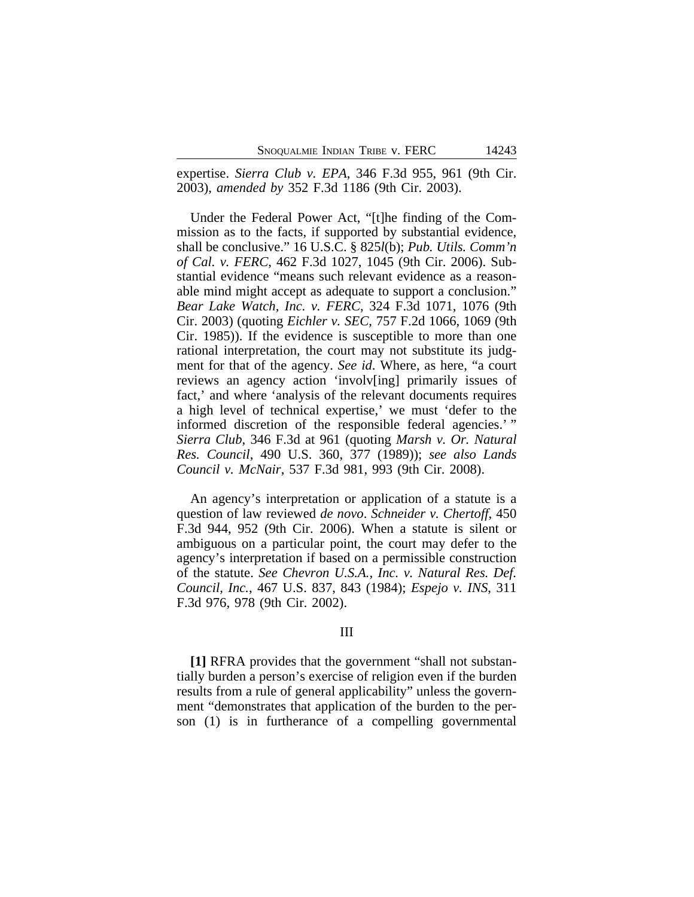expertise. *Sierra Club v. EPA*, 346 F.3d 955, 961 (9th Cir. 2003), *amended by* 352 F.3d 1186 (9th Cir. 2003).

Under the Federal Power Act, "[t]he finding of the Commission as to the facts, if supported by substantial evidence, shall be conclusive." 16 U.S.C. § 825*l*(b); *Pub. Utils. Comm'n of Cal. v. FERC*, 462 F.3d 1027, 1045 (9th Cir. 2006). Substantial evidence "means such relevant evidence as a reasonable mind might accept as adequate to support a conclusion." *Bear Lake Watch, Inc. v. FERC*, 324 F.3d 1071, 1076 (9th Cir. 2003) (quoting *Eichler v. SEC*, 757 F.2d 1066, 1069 (9th Cir. 1985)). If the evidence is susceptible to more than one rational interpretation, the court may not substitute its judgment for that of the agency. *See id*. Where, as here, "a court reviews an agency action 'involv[ing] primarily issues of fact,' and where 'analysis of the relevant documents requires a high level of technical expertise,' we must 'defer to the informed discretion of the responsible federal agencies.' " *Sierra Club*, 346 F.3d at 961 (quoting *Marsh v. Or. Natural Res. Council*, 490 U.S. 360, 377 (1989)); *see also Lands Council v. McNair*, 537 F.3d 981, 993 (9th Cir. 2008).

An agency's interpretation or application of a statute is a question of law reviewed *de novo*. *Schneider v. Chertoff*, 450 F.3d 944, 952 (9th Cir. 2006). When a statute is silent or ambiguous on a particular point, the court may defer to the agency's interpretation if based on a permissible construction of the statute. *See Chevron U.S.A., Inc. v. Natural Res. Def. Council, Inc.*, 467 U.S. 837, 843 (1984); *Espejo v. INS*, 311 F.3d 976, 978 (9th Cir. 2002).

III

**[1]** RFRA provides that the government "shall not substantially burden a person's exercise of religion even if the burden results from a rule of general applicability" unless the government "demonstrates that application of the burden to the person (1) is in furtherance of a compelling governmental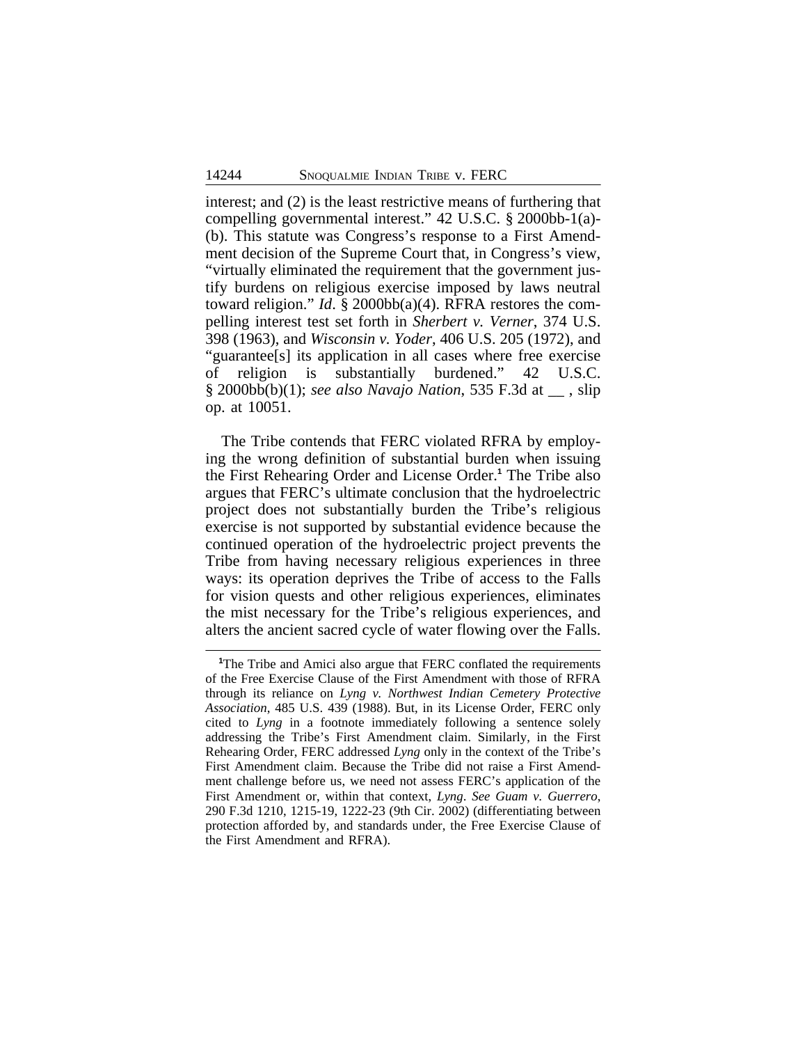interest; and (2) is the least restrictive means of furthering that compelling governmental interest." 42 U.S.C. § 2000bb-1(a)-(b). This statute was Congress's response to a First Amendment decision of the Supreme Court that, in Congress's view, "virtually eliminated the requirement that the government justify burdens on religious exercise imposed by laws neutral toward religion." *Id*. § 2000bb(a)(4). RFRA restores the compelling interest test set forth in *Sherbert v. Verner*, 374 U.S. 398 (1963), and *Wisconsin v. Yoder*, 406 U.S. 205 (1972), and "guarantee[s] its application in all cases where free exercise of religion is substantially burdened." 42 U.S.C. § 2000bb(b)(1); *see also Navajo Nation*, 535 F.3d at __ , slip op. at 10051.

The Tribe contends that FERC violated RFRA by employing the wrong definition of substantial burden when issuing the First Rehearing Order and License Order.[1] The Tribe also argues that FERC's ultimate conclusion that the hydroelectric project does not substantially burden the Tribe's religious exercise is not supported by substantial evidence because the continued operation of the hydroelectric project prevents the Tribe from having necessary religious experiences in three ways: its operation deprives the Tribe of access to the Falls for vision quests and other religious experiences, eliminates the mist necessary for the Tribe's religious experiences, and alters the ancient sacred cycle of water flowing over the Falls.

[1]The Tribe and Amici also argue that FERC conflated the requirements of the Free Exercise Clause of the First Amendment with those of RFRA through its reliance on *Lyng v. Northwest Indian Cemetery Protective Association*, 485 U.S. 439 (1988). But, in its License Order, FERC only cited to *Lyng* in a footnote immediately following a sentence solely addressing the Tribe's First Amendment claim. Similarly, in the First Rehearing Order, FERC addressed *Lyng* only in the context of the Tribe's First Amendment claim. Because the Tribe did not raise a First Amendment challenge before us, we need not assess FERC's application of the First Amendment or, within that context, *Lyng*. *See Guam v. Guerrero*, 290 F.3d 1210, 1215-19, 1222-23 (9th Cir. 2002) (differentiating between protection afforded by, and standards under, the Free Exercise Clause of the First Amendment and RFRA).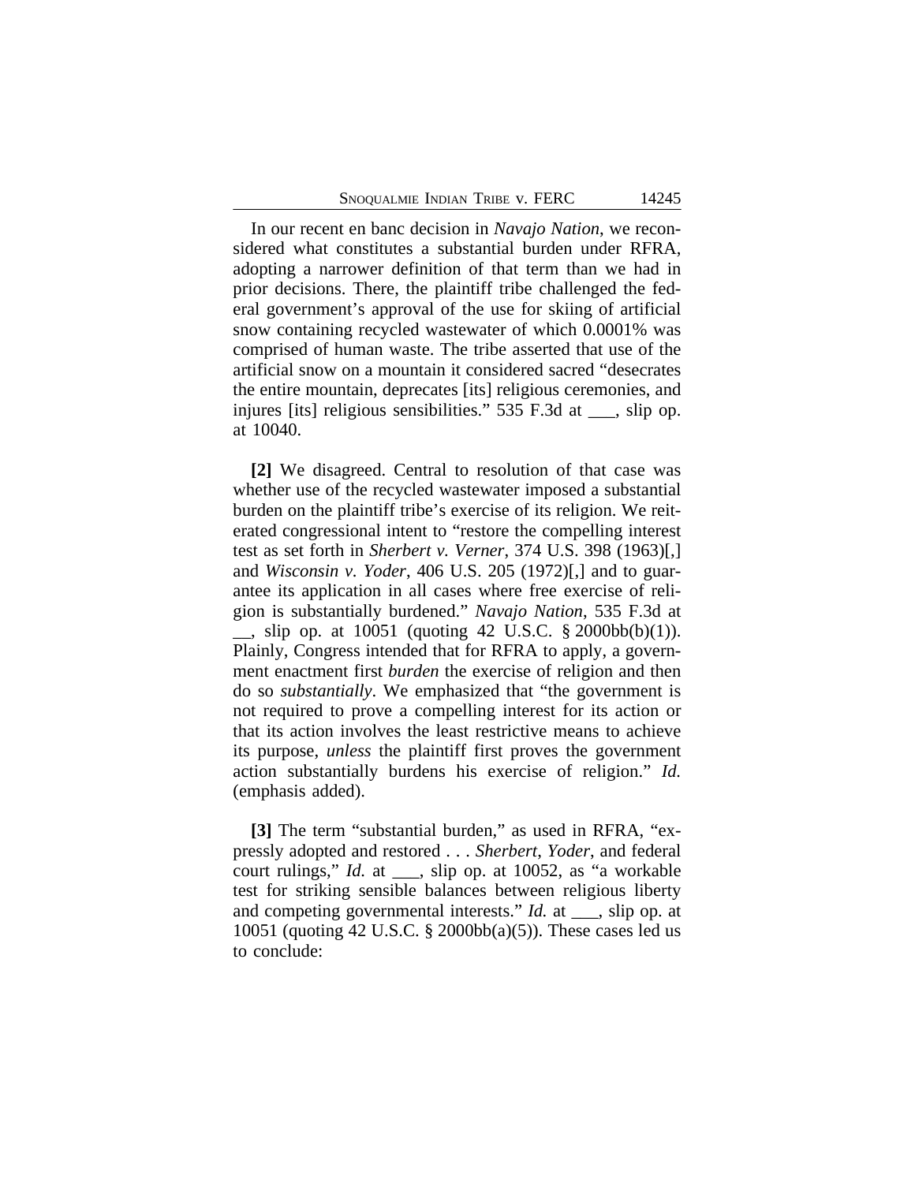In our recent en banc decision in *Navajo Nation*, we reconsidered what constitutes a substantial burden under RFRA, adopting a narrower definition of that term than we had in prior decisions. There, the plaintiff tribe challenged the federal government's approval of the use for skiing of artificial snow containing recycled wastewater of which 0.0001% was comprised of human waste. The tribe asserted that use of the artificial snow on a mountain it considered sacred "desecrates the entire mountain, deprecates [its] religious ceremonies, and injures [its] religious sensibilities." 535 F.3d at ___, slip op. at 10040.

**[2]** We disagreed. Central to resolution of that case was whether use of the recycled wastewater imposed a substantial burden on the plaintiff tribe's exercise of its religion. We reiterated congressional intent to "restore the compelling interest test as set forth in *Sherbert v. Verner*, 374 U.S. 398 (1963)[,] and *Wisconsin v. Yoder*, 406 U.S. 205 (1972)[,] and to guarantee its application in all cases where free exercise of religion is substantially burdened." *Navajo Nation*, 535 F.3d at __, slip op. at 10051 (quoting 42 U.S.C. § 2000bb(b)(1)). Plainly, Congress intended that for RFRA to apply, a government enactment first *burden* the exercise of religion and then do so *substantially*. We emphasized that "the government is not required to prove a compelling interest for its action or that its action involves the least restrictive means to achieve its purpose, *unless* the plaintiff first proves the government action substantially burdens his exercise of religion." *Id.* (emphasis added).

**[3]** The term "substantial burden," as used in RFRA, "expressly adopted and restored . . . *Sherbert*, *Yoder*, and federal court rulings," *Id.* at ___, slip op. at 10052, as "a workable test for striking sensible balances between religious liberty and competing governmental interests." *Id.* at ___, slip op. at 10051 (quoting 42 U.S.C. § 2000bb(a)(5)). These cases led us to conclude: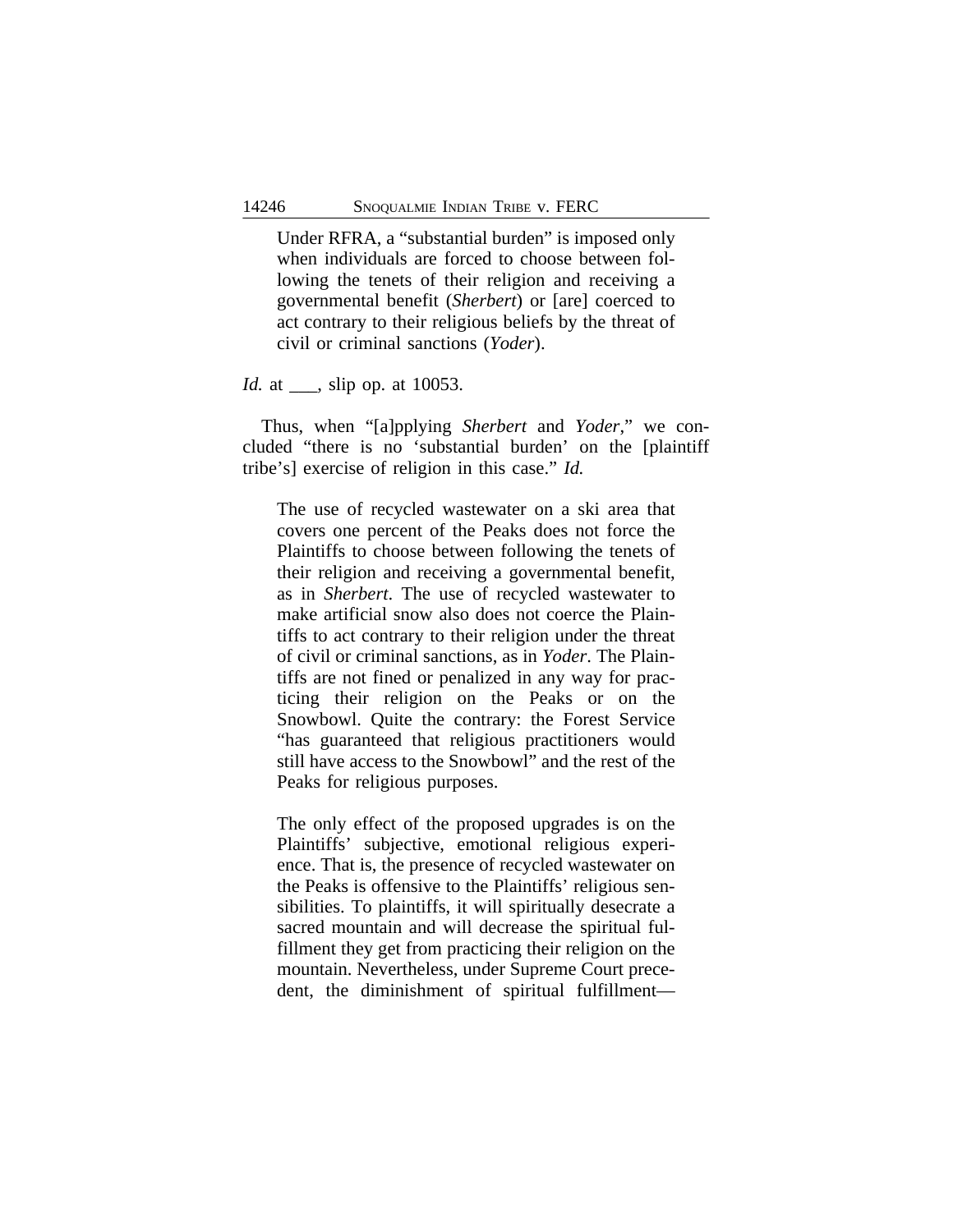> Under RFRA, a "substantial burden" is imposed only when individuals are forced to choose between following the tenets of their religion and receiving a governmental benefit (*Sherbert*) or [are] coerced to act contrary to their religious beliefs by the threat of civil or criminal sanctions (*Yoder*).

*Id.* at ___, slip op. at 10053.

Thus, when "[a]pplying *Sherbert* and *Yoder*," we concluded "there is no 'substantial burden' on the [plaintiff tribe's] exercise of religion in this case." *Id.*

> The use of recycled wastewater on a ski area that covers one percent of the Peaks does not force the Plaintiffs to choose between following the tenets of their religion and receiving a governmental benefit, as in *Sherbert*. The use of recycled wastewater to make artificial snow also does not coerce the Plaintiffs to act contrary to their religion under the threat of civil or criminal sanctions, as in *Yoder*. The Plaintiffs are not fined or penalized in any way for practicing their religion on the Peaks or on the Snowbowl. Quite the contrary: the Forest Service "has guaranteed that religious practitioners would still have access to the Snowbowl" and the rest of the Peaks for religious purposes.
>
> The only effect of the proposed upgrades is on the Plaintiffs' subjective, emotional religious experience. That is, the presence of recycled wastewater on the Peaks is offensive to the Plaintiffs' religious sensibilities. To plaintiffs, it will spiritually desecrate a sacred mountain and will decrease the spiritual fulfillment they get from practicing their religion on the mountain. Nevertheless, under Supreme Court precedent, the diminishment of spiritual fulfillment—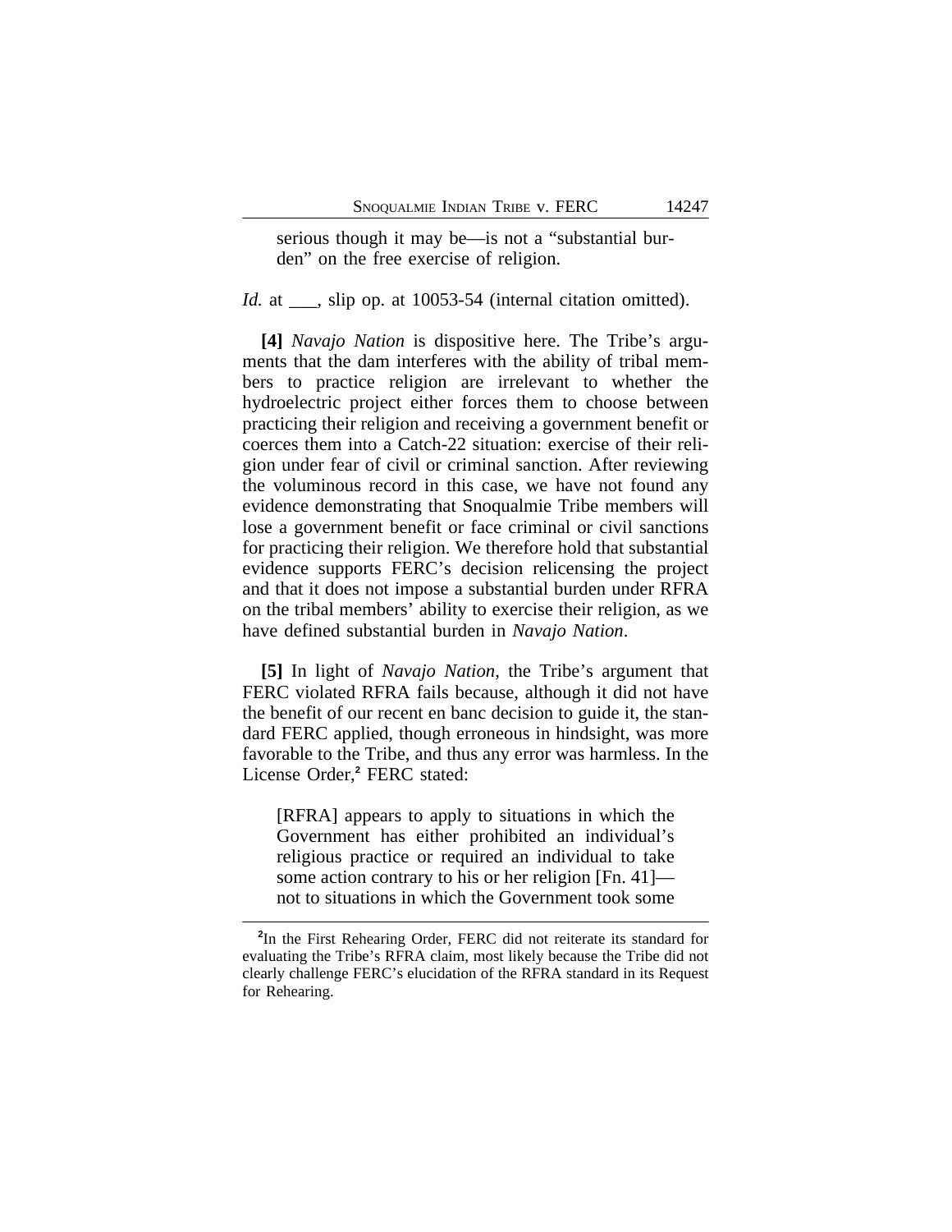> serious though it may be—is not a "substantial burden" on the free exercise of religion.

*Id.* at ___, slip op. at 10053-54 (internal citation omitted).

**[4]** *Navajo Nation* is dispositive here. The Tribe's arguments that the dam interferes with the ability of tribal members to practice religion are irrelevant to whether the hydroelectric project either forces them to choose between practicing their religion and receiving a government benefit or coerces them into a Catch-22 situation: exercise of their religion under fear of civil or criminal sanction. After reviewing the voluminous record in this case, we have not found any evidence demonstrating that Snoqualmie Tribe members will lose a government benefit or face criminal or civil sanctions for practicing their religion. We therefore hold that substantial evidence supports FERC's decision relicensing the project and that it does not impose a substantial burden under RFRA on the tribal members' ability to exercise their religion, as we have defined substantial burden in *Navajo Nation*.

**[5]** In light of *Navajo Nation*, the Tribe's argument that FERC violated RFRA fails because, although it did not have the benefit of our recent en banc decision to guide it, the standard FERC applied, though erroneous in hindsight, was more favorable to the Tribe, and thus any error was harmless. In the License Order,[2] FERC stated:

> [RFRA] appears to apply to situations in which the Government has either prohibited an individual's religious practice or required an individual to take some action contrary to his or her religion [Fn. 41]—not to situations in which the Government took some

[2] In the First Rehearing Order, FERC did not reiterate its standard for evaluating the Tribe's RFRA claim, most likely because the Tribe did not clearly challenge FERC's elucidation of the RFRA standard in its Request for Rehearing.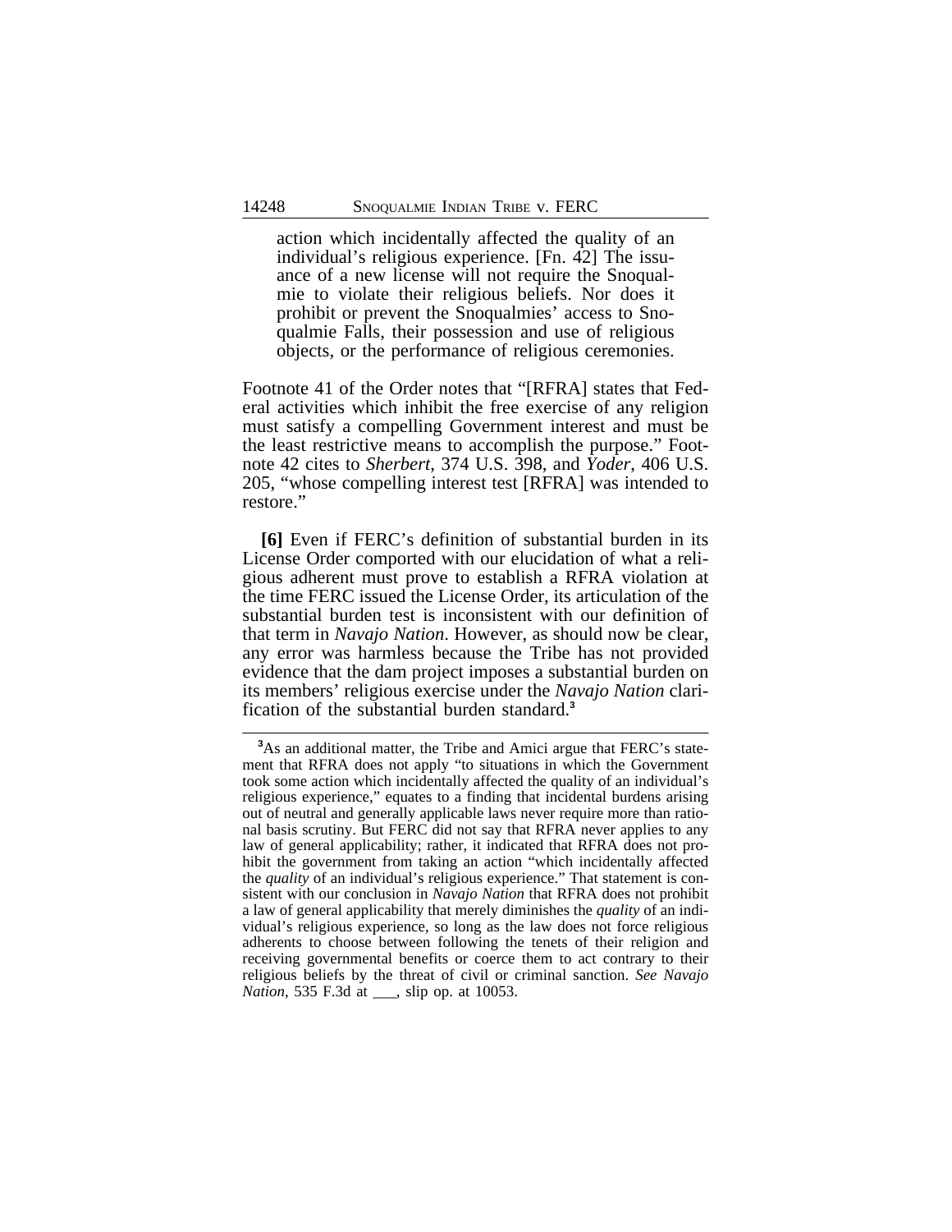> action which incidentally affected the quality of an individual's religious experience. [Fn. 42] The issuance of a new license will not require the Snoqualmie to violate their religious beliefs. Nor does it prohibit or prevent the Snoqualmies' access to Snoqualmie Falls, their possession and use of religious objects, or the performance of religious ceremonies.

Footnote 41 of the Order notes that "[RFRA] states that Federal activities which inhibit the free exercise of any religion must satisfy a compelling Government interest and must be the least restrictive means to accomplish the purpose." Footnote 42 cites to *Sherbert*, 374 U.S. 398, and *Yoder*, 406 U.S. 205, "whose compelling interest test [RFRA] was intended to restore."

**[6]** Even if FERC's definition of substantial burden in its License Order comported with our elucidation of what a religious adherent must prove to establish a RFRA violation at the time FERC issued the License Order, its articulation of the substantial burden test is inconsistent with our definition of that term in *Navajo Nation*. However, as should now be clear, any error was harmless because the Tribe has not provided evidence that the dam project imposes a substantial burden on its members' religious exercise under the *Navajo Nation* clarification of the substantial burden standard.[3]

[3] As an additional matter, the Tribe and Amici argue that FERC's statement that RFRA does not apply "to situations in which the Government took some action which incidentally affected the quality of an individual's religious experience," equates to a finding that incidental burdens arising out of neutral and generally applicable laws never require more than rational basis scrutiny. But FERC did not say that RFRA never applies to any law of general applicability; rather, it indicated that RFRA does not prohibit the government from taking an action "which incidentally affected the *quality* of an individual's religious experience." That statement is consistent with our conclusion in *Navajo Nation* that RFRA does not prohibit a law of general applicability that merely diminishes the *quality* of an individual's religious experience, so long as the law does not force religious adherents to choose between following the tenets of their religion and receiving governmental benefits or coerce them to act contrary to their religious beliefs by the threat of civil or criminal sanction. *See Navajo Nation*, 535 F.3d at ___, slip op. at 10053.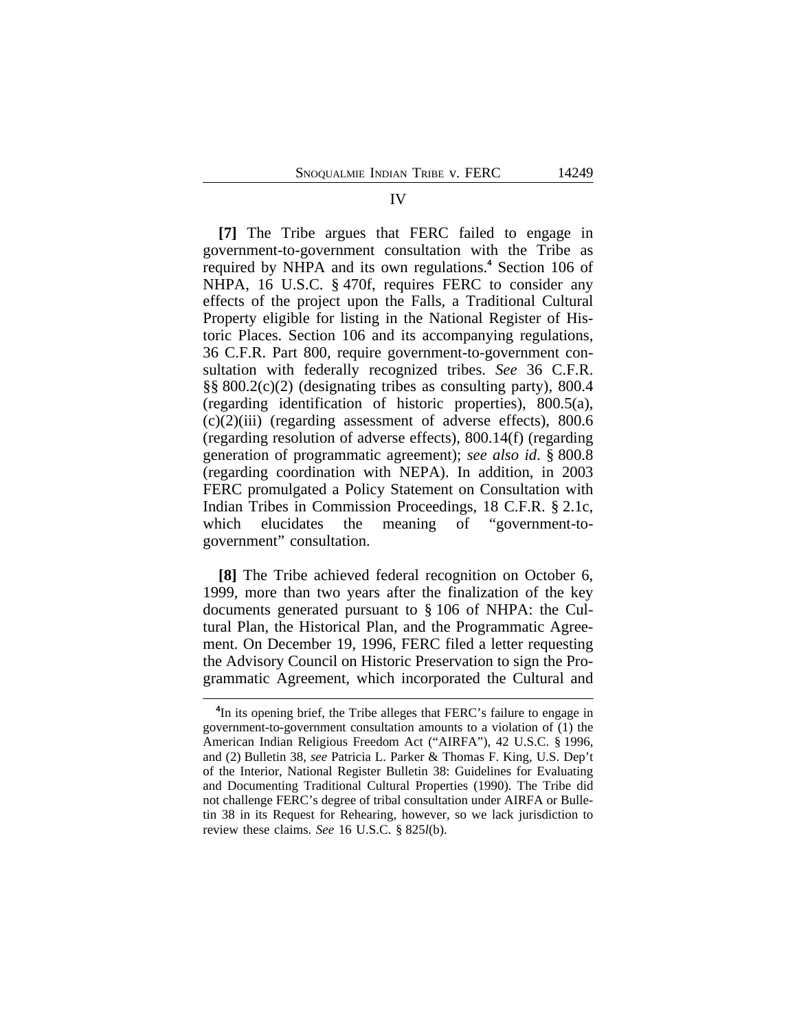## IV

**[7]** The Tribe argues that FERC failed to engage in government-to-government consultation with the Tribe as required by NHPA and its own regulations.[4] Section 106 of NHPA, 16 U.S.C. § 470f, requires FERC to consider any effects of the project upon the Falls, a Traditional Cultural Property eligible for listing in the National Register of Historic Places. Section 106 and its accompanying regulations, 36 C.F.R. Part 800, require government-to-government consultation with federally recognized tribes. *See* 36 C.F.R. §§ 800.2(c)(2) (designating tribes as consulting party), 800.4 (regarding identification of historic properties), 800.5(a), (c)(2)(iii) (regarding assessment of adverse effects), 800.6 (regarding resolution of adverse effects), 800.14(f) (regarding generation of programmatic agreement); *see also id.* § 800.8 (regarding coordination with NEPA). In addition, in 2003 FERC promulgated a Policy Statement on Consultation with Indian Tribes in Commission Proceedings, 18 C.F.R. § 2.1c, which elucidates the meaning of "government-to-government" consultation.

**[8]** The Tribe achieved federal recognition on October 6, 1999, more than two years after the finalization of the key documents generated pursuant to § 106 of NHPA: the Cultural Plan, the Historical Plan, and the Programmatic Agreement. On December 19, 1996, FERC filed a letter requesting the Advisory Council on Historic Preservation to sign the Programmatic Agreement, which incorporated the Cultural and

[4]In its opening brief, the Tribe alleges that FERC's failure to engage in government-to-government consultation amounts to a violation of (1) the American Indian Religious Freedom Act ("AIRFA"), 42 U.S.C. § 1996, and (2) Bulletin 38, *see* Patricia L. Parker & Thomas F. King, U.S. Dep't of the Interior, National Register Bulletin 38: Guidelines for Evaluating and Documenting Traditional Cultural Properties (1990). The Tribe did not challenge FERC's degree of tribal consultation under AIRFA or Bulletin 38 in its Request for Rehearing, however, so we lack jurisdiction to review these claims. *See* 16 U.S.C. § 825*l*(b).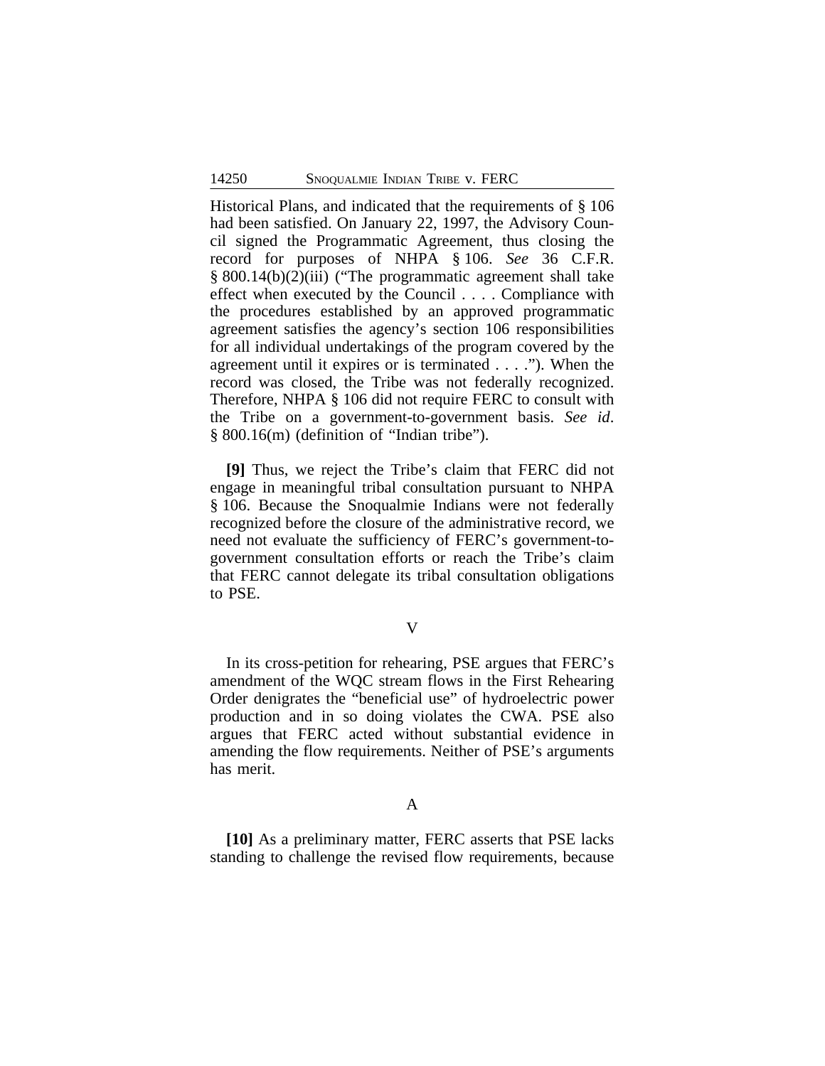Historical Plans, and indicated that the requirements of § 106 had been satisfied. On January 22, 1997, the Advisory Council signed the Programmatic Agreement, thus closing the record for purposes of NHPA § 106. *See* 36 C.F.R. § 800.14(b)(2)(iii) ("The programmatic agreement shall take effect when executed by the Council . . . . Compliance with the procedures established by an approved programmatic agreement satisfies the agency's section 106 responsibilities for all individual undertakings of the program covered by the agreement until it expires or is terminated . . . ."). When the record was closed, the Tribe was not federally recognized. Therefore, NHPA § 106 did not require FERC to consult with the Tribe on a government-to-government basis. *See id*. § 800.16(m) (definition of "Indian tribe").

**[9]** Thus, we reject the Tribe's claim that FERC did not engage in meaningful tribal consultation pursuant to NHPA § 106. Because the Snoqualmie Indians were not federally recognized before the closure of the administrative record, we need not evaluate the sufficiency of FERC's government-to-government consultation efforts or reach the Tribe's claim that FERC cannot delegate its tribal consultation obligations to PSE.

## V

In its cross-petition for rehearing, PSE argues that FERC's amendment of the WQC stream flows in the First Rehearing Order denigrates the "beneficial use" of hydroelectric power production and in so doing violates the CWA. PSE also argues that FERC acted without substantial evidence in amending the flow requirements. Neither of PSE's arguments has merit.

### A

**[10]** As a preliminary matter, FERC asserts that PSE lacks standing to challenge the revised flow requirements, because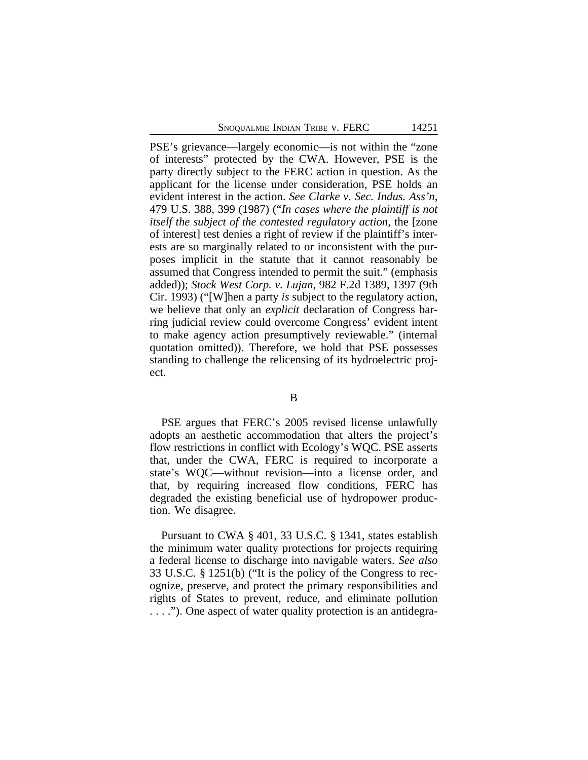PSE's grievance—largely economic—is not within the "zone of interests" protected by the CWA. However, PSE is the party directly subject to the FERC action in question. As the applicant for the license under consideration, PSE holds an evident interest in the action. *See Clarke v. Sec. Indus. Ass'n*, 479 U.S. 388, 399 (1987) ("*In cases where the plaintiff is not itself the subject of the contested regulatory action*, the [zone of interest] test denies a right of review if the plaintiff's interests are so marginally related to or inconsistent with the purposes implicit in the statute that it cannot reasonably be assumed that Congress intended to permit the suit." (emphasis added)); *Stock West Corp. v. Lujan*, 982 F.2d 1389, 1397 (9th Cir. 1993) ("[W]hen a party *is* subject to the regulatory action, we believe that only an *explicit* declaration of Congress barring judicial review could overcome Congress' evident intent to make agency action presumptively reviewable." (internal quotation omitted)). Therefore, we hold that PSE possesses standing to challenge the relicensing of its hydroelectric project.

### B

PSE argues that FERC's 2005 revised license unlawfully adopts an aesthetic accommodation that alters the project's flow restrictions in conflict with Ecology's WQC. PSE asserts that, under the CWA, FERC is required to incorporate a state's WQC—without revision—into a license order, and that, by requiring increased flow conditions, FERC has degraded the existing beneficial use of hydropower production. We disagree.

Pursuant to CWA § 401, 33 U.S.C. § 1341, states establish the minimum water quality protections for projects requiring a federal license to discharge into navigable waters. *See also* 33 U.S.C. § 1251(b) ("It is the policy of the Congress to recognize, preserve, and protect the primary responsibilities and rights of States to prevent, reduce, and eliminate pollution . . . ."). One aspect of water quality protection is an antidegra-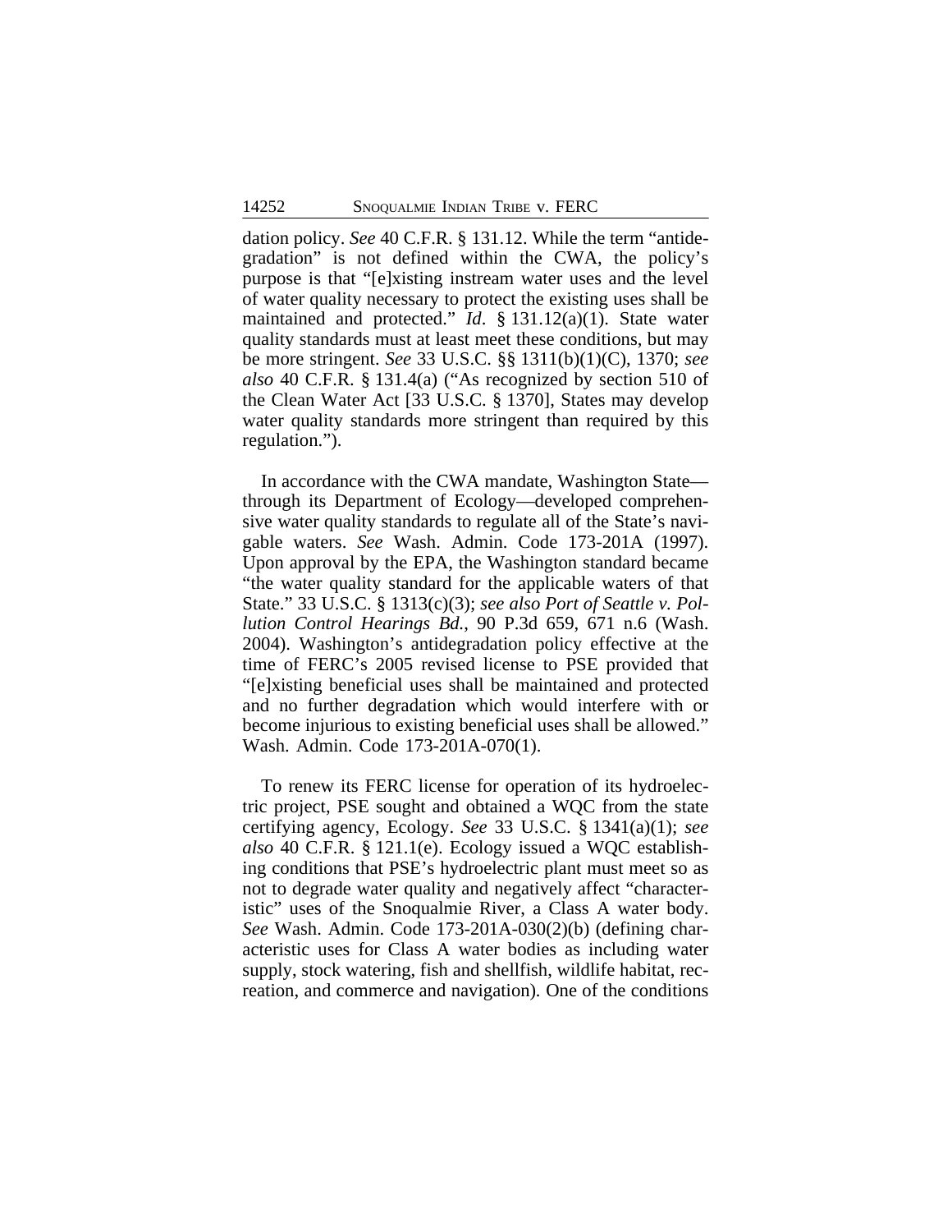dation policy. *See* 40 C.F.R. § 131.12. While the term "antidegradation" is not defined within the CWA, the policy's purpose is that "[e]xisting instream water uses and the level of water quality necessary to protect the existing uses shall be maintained and protected." *Id*. § 131.12(a)(1). State water quality standards must at least meet these conditions, but may be more stringent. *See* 33 U.S.C. §§ 1311(b)(1)(C), 1370; *see also* 40 C.F.R. § 131.4(a) ("As recognized by section 510 of the Clean Water Act [33 U.S.C. § 1370], States may develop water quality standards more stringent than required by this regulation.").

In accordance with the CWA mandate, Washington State—through its Department of Ecology—developed comprehensive water quality standards to regulate all of the State's navigable waters. *See* Wash. Admin. Code 173-201A (1997). Upon approval by the EPA, the Washington standard became "the water quality standard for the applicable waters of that State." 33 U.S.C. § 1313(c)(3); *see also Port of Seattle v. Pollution Control Hearings Bd.*, 90 P.3d 659, 671 n.6 (Wash. 2004). Washington's antidegradation policy effective at the time of FERC's 2005 revised license to PSE provided that "[e]xisting beneficial uses shall be maintained and protected and no further degradation which would interfere with or become injurious to existing beneficial uses shall be allowed." Wash. Admin. Code 173-201A-070(1).

To renew its FERC license for operation of its hydroelectric project, PSE sought and obtained a WQC from the state certifying agency, Ecology. *See* 33 U.S.C. § 1341(a)(1); *see also* 40 C.F.R. § 121.1(e). Ecology issued a WQC establishing conditions that PSE's hydroelectric plant must meet so as not to degrade water quality and negatively affect "characteristic" uses of the Snoqualmie River, a Class A water body. *See* Wash. Admin. Code 173-201A-030(2)(b) (defining characteristic uses for Class A water bodies as including water supply, stock watering, fish and shellfish, wildlife habitat, recreation, and commerce and navigation). One of the conditions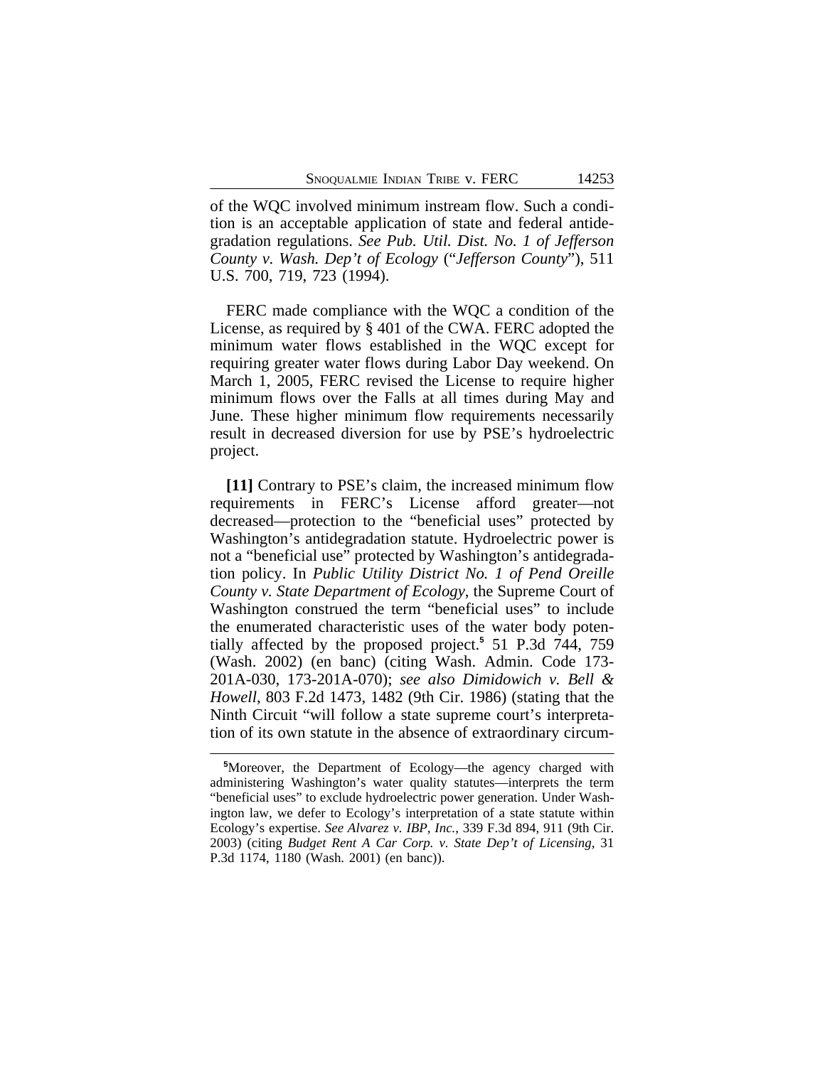of the WQC involved minimum instream flow. Such a condition is an acceptable application of state and federal antidegradation regulations. *See Pub. Util. Dist. No. 1 of Jefferson County v. Wash. Dep't of Ecology* ("*Jefferson County*"), 511 U.S. 700, 719, 723 (1994).

FERC made compliance with the WQC a condition of the License, as required by § 401 of the CWA. FERC adopted the minimum water flows established in the WQC except for requiring greater water flows during Labor Day weekend. On March 1, 2005, FERC revised the License to require higher minimum flows over the Falls at all times during May and June. These higher minimum flow requirements necessarily result in decreased diversion for use by PSE's hydroelectric project.

**[11]** Contrary to PSE's claim, the increased minimum flow requirements in FERC's License afford greater—not decreased—protection to the "beneficial uses" protected by Washington's antidegradation statute. Hydroelectric power is not a "beneficial use" protected by Washington's antidegradation policy. In *Public Utility District No. 1 of Pend Oreille County v. State Department of Ecology*, the Supreme Court of Washington construed the term "beneficial uses" to include the enumerated characteristic uses of the water body potentially affected by the proposed project.[5] 51 P.3d 744, 759 (Wash. 2002) (en banc) (citing Wash. Admin. Code 173-201A-030, 173-201A-070); *see also Dimidowich v. Bell & Howell*, 803 F.2d 1473, 1482 (9th Cir. 1986) (stating that the Ninth Circuit "will follow a state supreme court's interpretation of its own statute in the absence of extraordinary circum-

[5]Moreover, the Department of Ecology—the agency charged with administering Washington's water quality statutes—interprets the term "beneficial uses" to exclude hydroelectric power generation. Under Washington law, we defer to Ecology's interpretation of a state statute within Ecology's expertise. *See Alvarez v. IBP, Inc.*, 339 F.3d 894, 911 (9th Cir. 2003) (citing *Budget Rent A Car Corp. v. State Dep't of Licensing*, 31 P.3d 1174, 1180 (Wash. 2001) (en banc)).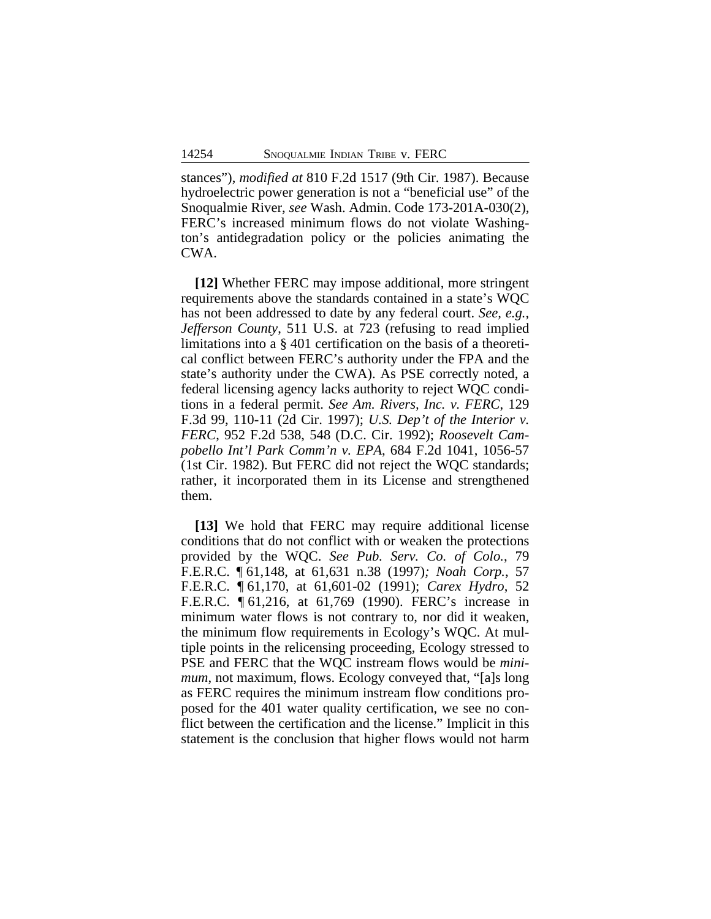stances"), *modified at* 810 F.2d 1517 (9th Cir. 1987). Because hydroelectric power generation is not a "beneficial use" of the Snoqualmie River, *see* Wash. Admin. Code 173-201A-030(2), FERC's increased minimum flows do not violate Washington's antidegradation policy or the policies animating the CWA.

**[12]** Whether FERC may impose additional, more stringent requirements above the standards contained in a state's WQC has not been addressed to date by any federal court. *See, e.g.*, *Jefferson County*, 511 U.S. at 723 (refusing to read implied limitations into a § 401 certification on the basis of a theoretical conflict between FERC's authority under the FPA and the state's authority under the CWA). As PSE correctly noted, a federal licensing agency lacks authority to reject WQC conditions in a federal permit. *See Am. Rivers, Inc. v. FERC*, 129 F.3d 99, 110-11 (2d Cir. 1997); *U.S. Dep't of the Interior v. FERC*, 952 F.2d 538, 548 (D.C. Cir. 1992); *Roosevelt Campobello Int'l Park Comm'n v. EPA*, 684 F.2d 1041, 1056-57 (1st Cir. 1982). But FERC did not reject the WQC standards; rather, it incorporated them in its License and strengthened them.

**[13]** We hold that FERC may require additional license conditions that do not conflict with or weaken the protections provided by the WQC. *See Pub. Serv. Co. of Colo.*, 79 F.E.R.C. ¶ 61,148, at 61,631 n.38 (1997)*; Noah Corp.*, 57 F.E.R.C. ¶ 61,170, at 61,601-02 (1991); *Carex Hydro*, 52 F.E.R.C. ¶ 61,216, at 61,769 (1990). FERC's increase in minimum water flows is not contrary to, nor did it weaken, the minimum flow requirements in Ecology's WQC. At multiple points in the relicensing proceeding, Ecology stressed to PSE and FERC that the WQC instream flows would be *minimum*, not maximum, flows. Ecology conveyed that, "[a]s long as FERC requires the minimum instream flow conditions proposed for the 401 water quality certification, we see no conflict between the certification and the license." Implicit in this statement is the conclusion that higher flows would not harm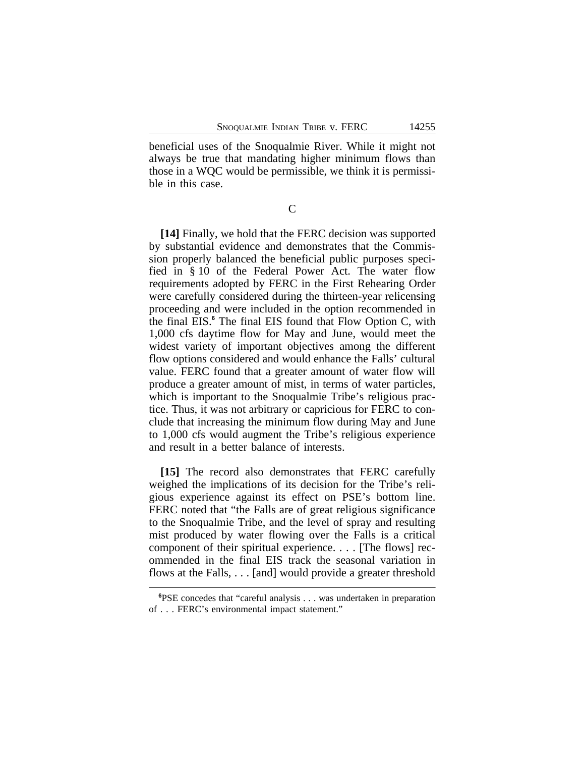beneficial uses of the Snoqualmie River. While it might not always be true that mandating higher minimum flows than those in a WQC would be permissible, we think it is permissible in this case.

C

**[14]** Finally, we hold that the FERC decision was supported by substantial evidence and demonstrates that the Commission properly balanced the beneficial public purposes specified in § 10 of the Federal Power Act. The water flow requirements adopted by FERC in the First Rehearing Order were carefully considered during the thirteen-year relicensing proceeding and were included in the option recommended in the final EIS.[6] The final EIS found that Flow Option C, with 1,000 cfs daytime flow for May and June, would meet the widest variety of important objectives among the different flow options considered and would enhance the Falls' cultural value. FERC found that a greater amount of water flow will produce a greater amount of mist, in terms of water particles, which is important to the Snoqualmie Tribe's religious practice. Thus, it was not arbitrary or capricious for FERC to conclude that increasing the minimum flow during May and June to 1,000 cfs would augment the Tribe's religious experience and result in a better balance of interests.

**[15]** The record also demonstrates that FERC carefully weighed the implications of its decision for the Tribe's religious experience against its effect on PSE's bottom line. FERC noted that "the Falls are of great religious significance to the Snoqualmie Tribe, and the level of spray and resulting mist produced by water flowing over the Falls is a critical component of their spiritual experience. . . . [The flows] recommended in the final EIS track the seasonal variation in flows at the Falls, . . . [and] would provide a greater threshold

[6] PSE concedes that "careful analysis . . . was undertaken in preparation of . . . FERC's environmental impact statement."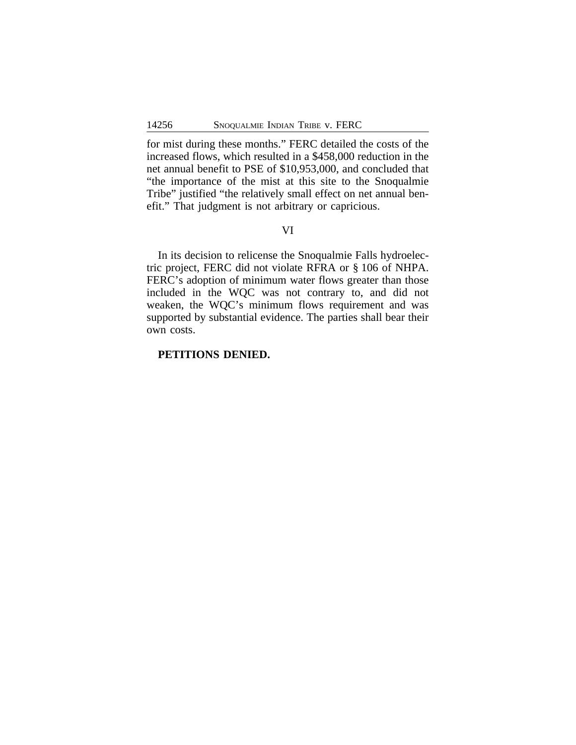for mist during these months." FERC detailed the costs of the increased flows, which resulted in a $458,000 reduction in the net annual benefit to PSE of $10,953,000, and concluded that "the importance of the mist at this site to the Snoqualmie Tribe" justified "the relatively small effect on net annual benefit." That judgment is not arbitrary or capricious.

## VI

In its decision to relicense the Snoqualmie Falls hydroelectric project, FERC did not violate RFRA or § 106 of NHPA. FERC's adoption of minimum water flows greater than those included in the WQC was not contrary to, and did not weaken, the WQC's minimum flows requirement and was supported by substantial evidence. The parties shall bear their own costs.

**PETITIONS DENIED.**